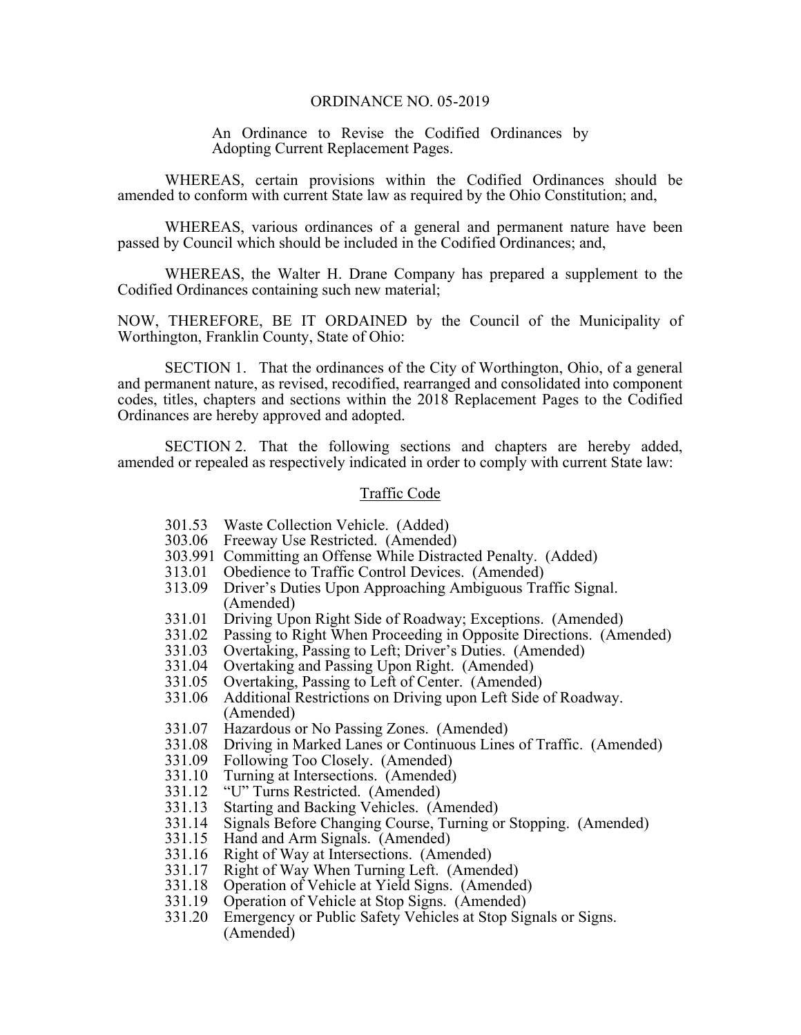# ORDINANCE NO. 05-2019

An Ordinance to Revise the Codified Ordinances by Adopting Current Replacement Pages.

WHEREAS, certain provisions within the Codified Ordinances should be amended to conform with current State law as required by the Ohio Constitution; and,

WHEREAS, various ordinances of a general and permanent nature have been passed by Council which should be included in the Codified Ordinances; and,

WHEREAS, the Walter H. Drane Company has prepared a supplement to the Codified Ordinances containing such new material;

NOW, THEREFORE, BE IT ORDAINED by the Council of the Municipality of Worthington, Franklin County, State of Ohio:

SECTION 1. That the ordinances of the City of Worthington, Ohio, of a general and permanent nature, as revised, recodified, rearranged and consolidated into component codes, titles, chapters and sections within the 2018 Replacement Pages to the Codified Ordinances are hereby approved and adopted.

SECTION 2. That the following sections and chapters are hereby added, amended or repealed as respectively indicated in order to comply with current State law:

## Traffic Code

- 301.53 Waste Collection Vehicle. (Added)
- 303.06 Freeway Use Restricted. (Amended)
- 303.991 Committing an Offense While Distracted Penalty. (Added)
- 313.01 Obedience to Traffic Control Devices. (Amended)
- 313.09 Driver's Duties Upon Approaching Ambiguous Traffic Signal. (Amended)
- 331.01 Driving Upon Right Side of Roadway; Exceptions. (Amended)
- 331.02 Passing to Right When Proceeding in Opposite Directions. (Amended)
- 331.03 Overtaking, Passing to Left; Driver's Duties. (Amended)
- 331.04 Overtaking and Passing Upon Right. (Amended)
- 331.05 Overtaking, Passing to Left of Center. (Amended)
- 331.06 Additional Restrictions on Driving upon Left Side of Roadway. (Amended)
- 331.07 Hazardous or No Passing Zones. (Amended)
- 331.08 Driving in Marked Lanes or Continuous Lines of Traffic. (Amended)
- 331.09 Following Too Closely. (Amended)
- 331.10 Turning at Intersections. (Amended)
- 331.12 "U" Turns Restricted. (Amended)
- 331.13 Starting and Backing Vehicles. (Amended)
- 331.14 Signals Before Changing Course, Turning or Stopping. (Amended)
- 331.15 Hand and Arm Signals. (Amended)
- 331.16 Right of Way at Intersections. (Amended)
- 331.17 Right of Way When Turning Left. (Amended)
- 331.18 Operation of Vehicle at Yield Signs. (Amended)
- 331.19 Operation of Vehicle at Stop Signs. (Amended)
- 331.20 Emergency or Public Safety Vehicles at Stop Signals or Signs. (Amended)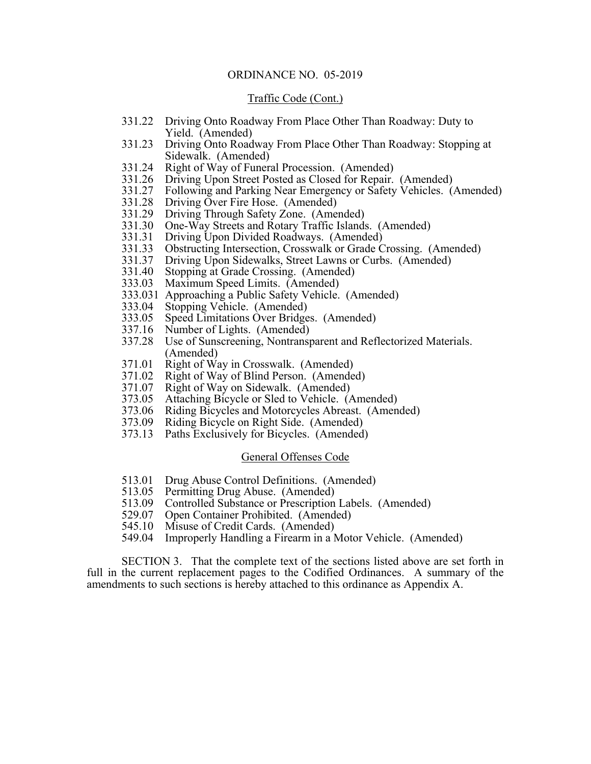ORDINANCE NO. 05-2019

Traffic Code (Cont.)

331.22 Driving Onto Roadway From Place Other Than Roadway: Duty to Yield. (Amended)
331.23 Driving Onto Roadway From Place Other Than Roadway: Stopping at Sidewalk. (Amended)
331.24 Right of Way of Funeral Procession. (Amended)
331.26 Driving Upon Street Posted as Closed for Repair. (Amended)
331.27 Following and Parking Near Emergency or Safety Vehicles. (Amended)
331.28 Driving Over Fire Hose. (Amended)
331.29 Driving Through Safety Zone. (Amended)
331.30 One-Way Streets and Rotary Traffic Islands. (Amended)
331.31 Driving Upon Divided Roadways. (Amended)
331.33 Obstructing Intersection, Crosswalk or Grade Crossing. (Amended)
331.37 Driving Upon Sidewalks, Street Lawns or Curbs. (Amended)
331.40 Stopping at Grade Crossing. (Amended)
333.03 Maximum Speed Limits. (Amended)
333.031 Approaching a Public Safety Vehicle. (Amended)
333.04 Stopping Vehicle. (Amended)
333.05 Speed Limitations Over Bridges. (Amended)
337.16 Number of Lights. (Amended)
337.28 Use of Sunscreening, Nontransparent and Reflectorized Materials. (Amended)
371.01 Right of Way in Crosswalk. (Amended)
371.02 Right of Way of Blind Person. (Amended)
371.07 Right of Way on Sidewalk. (Amended)
373.05 Attaching Bicycle or Sled to Vehicle. (Amended)
373.06 Riding Bicycles and Motorcycles Abreast. (Amended)
373.09 Riding Bicycle on Right Side. (Amended)
373.13 Paths Exclusively for Bicycles. (Amended)

General Offenses Code

513.01 Drug Abuse Control Definitions. (Amended)
513.05 Permitting Drug Abuse. (Amended)
513.09 Controlled Substance or Prescription Labels. (Amended)
529.07 Open Container Prohibited. (Amended)
545.10 Misuse of Credit Cards. (Amended)
549.04 Improperly Handling a Firearm in a Motor Vehicle. (Amended)

SECTION 3. That the complete text of the sections listed above are set forth in full in the current replacement pages to the Codified Ordinances. A summary of the amendments to such sections is hereby attached to this ordinance as Appendix A.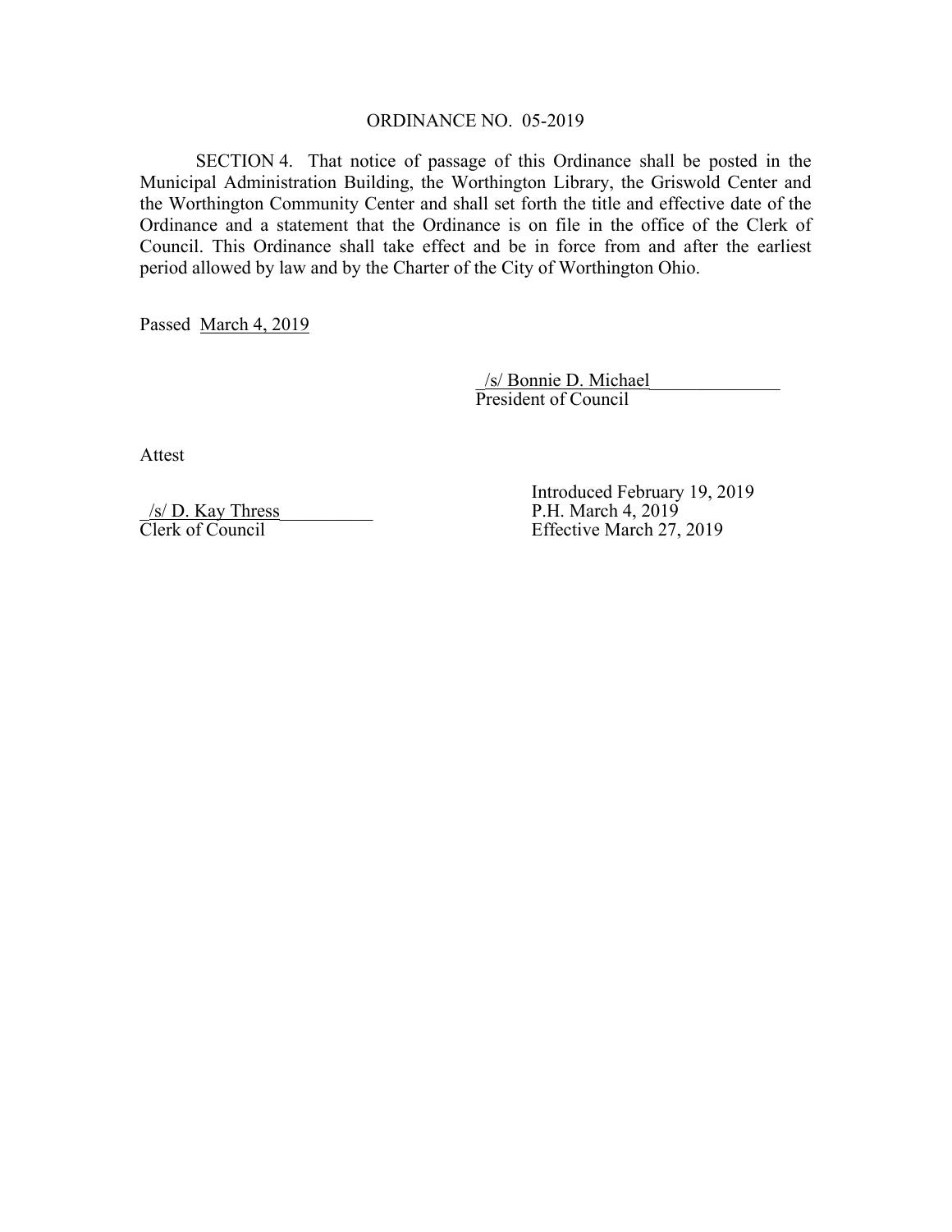ORDINANCE NO. 05-2019

SECTION 4. That notice of passage of this Ordinance shall be posted in the Municipal Administration Building, the Worthington Library, the Griswold Center and the Worthington Community Center and shall set forth the title and effective date of the Ordinance and a statement that the Ordinance is on file in the office of the Clerk of Council. This Ordinance shall take effect and be in force from and after the earliest period allowed by law and by the Charter of the City of Worthington Ohio.

Passed March 4, 2019

/s/ Bonnie D. Michael
President of Council

Attest

/s/ D. Kay Thress
Clerk of Council

Introduced February 19, 2019
P.H. March 4, 2019
Effective March 27, 2019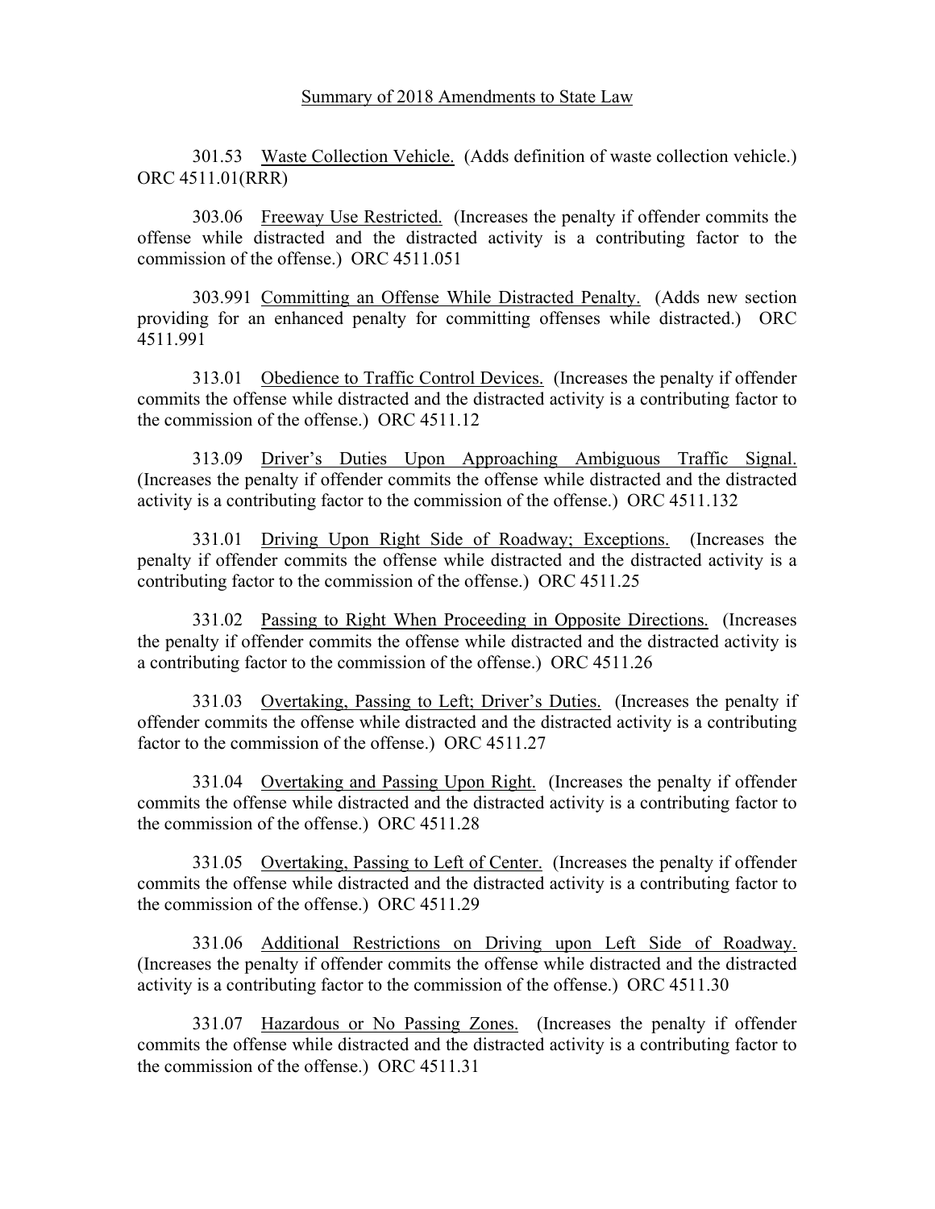Summary of 2018 Amendments to State Law

301.53 Waste Collection Vehicle. (Adds definition of waste collection vehicle.) ORC 4511.01(RRR)

303.06 Freeway Use Restricted. (Increases the penalty if offender commits the offense while distracted and the distracted activity is a contributing factor to the commission of the offense.) ORC 4511.051

303.991 Committing an Offense While Distracted Penalty. (Adds new section providing for an enhanced penalty for committing offenses while distracted.) ORC 4511.991

313.01 Obedience to Traffic Control Devices. (Increases the penalty if offender commits the offense while distracted and the distracted activity is a contributing factor to the commission of the offense.) ORC 4511.12

313.09 Driver's Duties Upon Approaching Ambiguous Traffic Signal. (Increases the penalty if offender commits the offense while distracted and the distracted activity is a contributing factor to the commission of the offense.) ORC 4511.132

331.01 Driving Upon Right Side of Roadway; Exceptions. (Increases the penalty if offender commits the offense while distracted and the distracted activity is a contributing factor to the commission of the offense.) ORC 4511.25

331.02 Passing to Right When Proceeding in Opposite Directions. (Increases the penalty if offender commits the offense while distracted and the distracted activity is a contributing factor to the commission of the offense.) ORC 4511.26

331.03 Overtaking, Passing to Left; Driver's Duties. (Increases the penalty if offender commits the offense while distracted and the distracted activity is a contributing factor to the commission of the offense.) ORC 4511.27

331.04 Overtaking and Passing Upon Right. (Increases the penalty if offender commits the offense while distracted and the distracted activity is a contributing factor to the commission of the offense.) ORC 4511.28

331.05 Overtaking, Passing to Left of Center. (Increases the penalty if offender commits the offense while distracted and the distracted activity is a contributing factor to the commission of the offense.) ORC 4511.29

331.06 Additional Restrictions on Driving upon Left Side of Roadway. (Increases the penalty if offender commits the offense while distracted and the distracted activity is a contributing factor to the commission of the offense.) ORC 4511.30

331.07 Hazardous or No Passing Zones. (Increases the penalty if offender commits the offense while distracted and the distracted activity is a contributing factor to the commission of the offense.) ORC 4511.31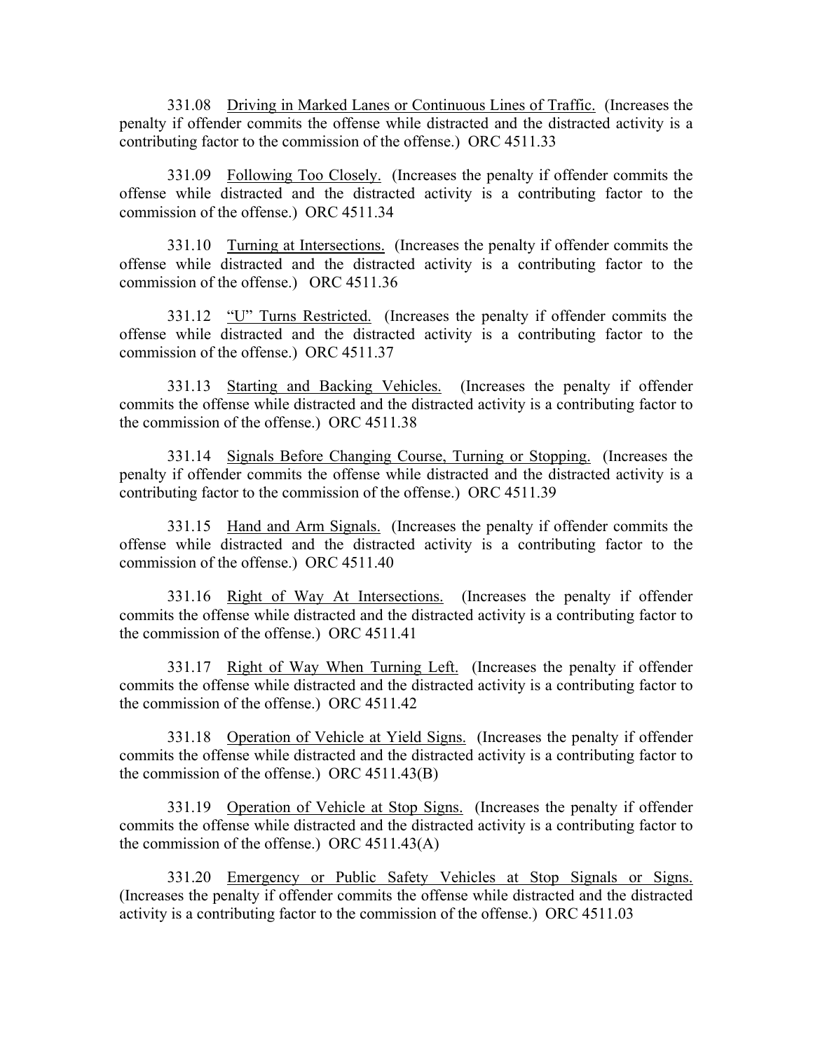331.08 Driving in Marked Lanes or Continuous Lines of Traffic. (Increases the penalty if offender commits the offense while distracted and the distracted activity is a contributing factor to the commission of the offense.) ORC 4511.33

331.09 Following Too Closely. (Increases the penalty if offender commits the offense while distracted and the distracted activity is a contributing factor to the commission of the offense.) ORC 4511.34

331.10 Turning at Intersections. (Increases the penalty if offender commits the offense while distracted and the distracted activity is a contributing factor to the commission of the offense.) ORC 4511.36

331.12 "U" Turns Restricted. (Increases the penalty if offender commits the offense while distracted and the distracted activity is a contributing factor to the commission of the offense.) ORC 4511.37

331.13 Starting and Backing Vehicles. (Increases the penalty if offender commits the offense while distracted and the distracted activity is a contributing factor to the commission of the offense.) ORC 4511.38

331.14 Signals Before Changing Course, Turning or Stopping. (Increases the penalty if offender commits the offense while distracted and the distracted activity is a contributing factor to the commission of the offense.) ORC 4511.39

331.15 Hand and Arm Signals. (Increases the penalty if offender commits the offense while distracted and the distracted activity is a contributing factor to the commission of the offense.) ORC 4511.40

331.16 Right of Way At Intersections. (Increases the penalty if offender commits the offense while distracted and the distracted activity is a contributing factor to the commission of the offense.) ORC 4511.41

331.17 Right of Way When Turning Left. (Increases the penalty if offender commits the offense while distracted and the distracted activity is a contributing factor to the commission of the offense.) ORC 4511.42

331.18 Operation of Vehicle at Yield Signs. (Increases the penalty if offender commits the offense while distracted and the distracted activity is a contributing factor to the commission of the offense.) ORC 4511.43(B)

331.19 Operation of Vehicle at Stop Signs. (Increases the penalty if offender commits the offense while distracted and the distracted activity is a contributing factor to the commission of the offense.) ORC 4511.43(A)

331.20 Emergency or Public Safety Vehicles at Stop Signals or Signs. (Increases the penalty if offender commits the offense while distracted and the distracted activity is a contributing factor to the commission of the offense.) ORC 4511.03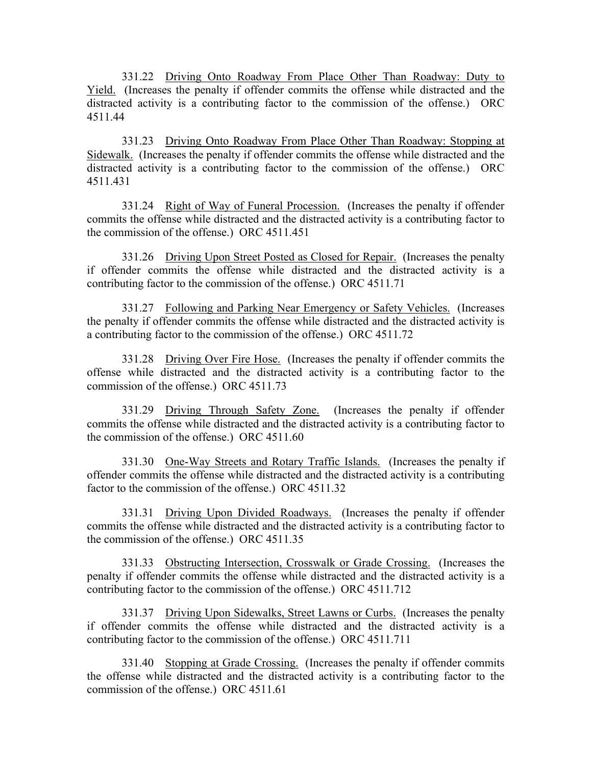331.22 Driving Onto Roadway From Place Other Than Roadway: Duty to Yield. (Increases the penalty if offender commits the offense while distracted and the distracted activity is a contributing factor to the commission of the offense.) ORC 4511.44

331.23 Driving Onto Roadway From Place Other Than Roadway: Stopping at Sidewalk. (Increases the penalty if offender commits the offense while distracted and the distracted activity is a contributing factor to the commission of the offense.) ORC 4511.431

331.24 Right of Way of Funeral Procession. (Increases the penalty if offender commits the offense while distracted and the distracted activity is a contributing factor to the commission of the offense.) ORC 4511.451

331.26 Driving Upon Street Posted as Closed for Repair. (Increases the penalty if offender commits the offense while distracted and the distracted activity is a contributing factor to the commission of the offense.) ORC 4511.71

331.27 Following and Parking Near Emergency or Safety Vehicles. (Increases the penalty if offender commits the offense while distracted and the distracted activity is a contributing factor to the commission of the offense.) ORC 4511.72

331.28 Driving Over Fire Hose. (Increases the penalty if offender commits the offense while distracted and the distracted activity is a contributing factor to the commission of the offense.) ORC 4511.73

331.29 Driving Through Safety Zone. (Increases the penalty if offender commits the offense while distracted and the distracted activity is a contributing factor to the commission of the offense.) ORC 4511.60

331.30 One-Way Streets and Rotary Traffic Islands. (Increases the penalty if offender commits the offense while distracted and the distracted activity is a contributing factor to the commission of the offense.) ORC 4511.32

331.31 Driving Upon Divided Roadways. (Increases the penalty if offender commits the offense while distracted and the distracted activity is a contributing factor to the commission of the offense.) ORC 4511.35

331.33 Obstructing Intersection, Crosswalk or Grade Crossing. (Increases the penalty if offender commits the offense while distracted and the distracted activity is a contributing factor to the commission of the offense.) ORC 4511.712

331.37 Driving Upon Sidewalks, Street Lawns or Curbs. (Increases the penalty if offender commits the offense while distracted and the distracted activity is a contributing factor to the commission of the offense.) ORC 4511.711

331.40 Stopping at Grade Crossing. (Increases the penalty if offender commits the offense while distracted and the distracted activity is a contributing factor to the commission of the offense.) ORC 4511.61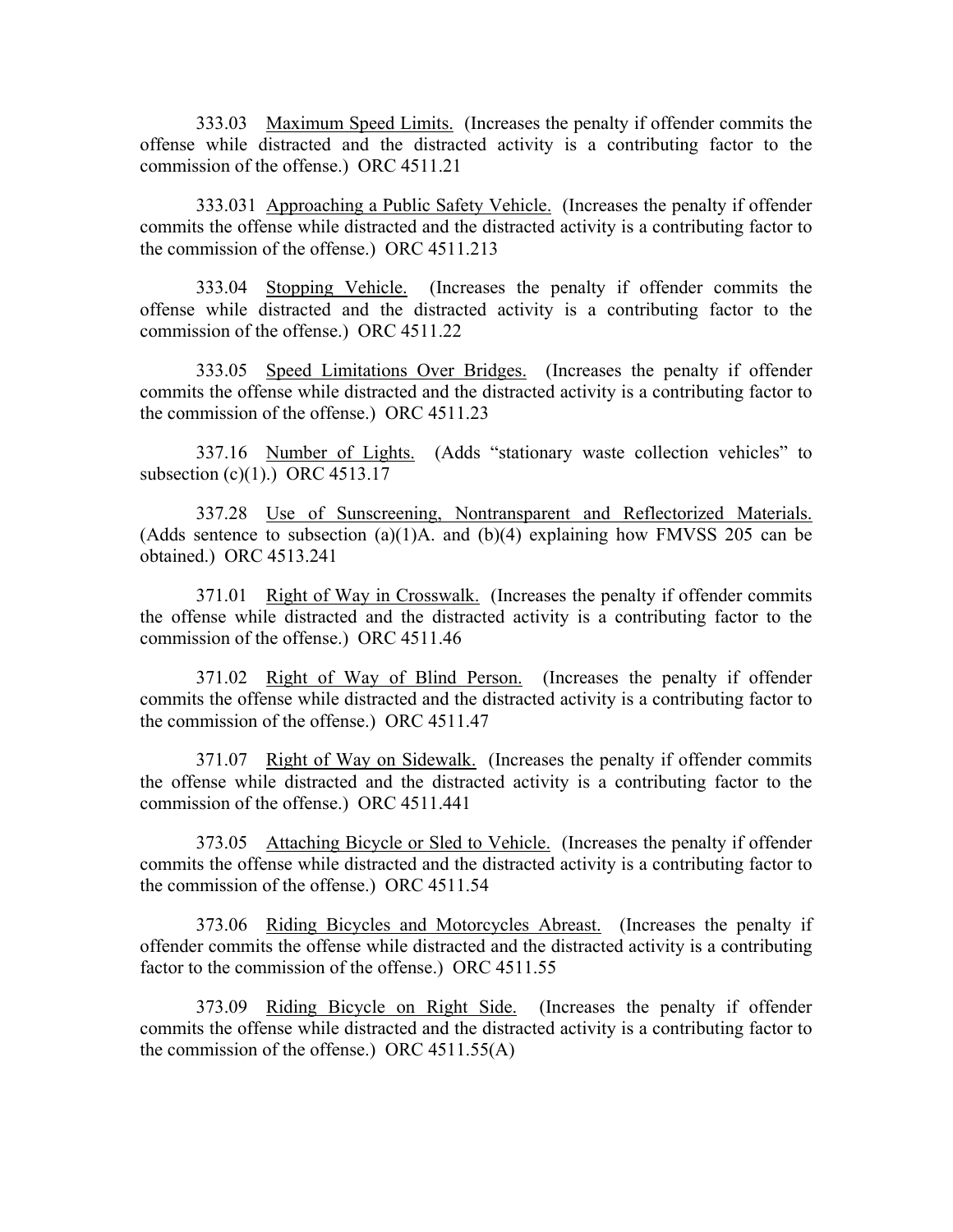333.03 <u>Maximum Speed Limits.</u> (Increases the penalty if offender commits the offense while distracted and the distracted activity is a contributing factor to the commission of the offense.) ORC 4511.21

333.031 <u>Approaching a Public Safety Vehicle.</u> (Increases the penalty if offender commits the offense while distracted and the distracted activity is a contributing factor to the commission of the offense.) ORC 4511.213

333.04 <u>Stopping Vehicle.</u> (Increases the penalty if offender commits the offense while distracted and the distracted activity is a contributing factor to the commission of the offense.) ORC 4511.22

333.05 <u>Speed Limitations Over Bridges.</u> (Increases the penalty if offender commits the offense while distracted and the distracted activity is a contributing factor to the commission of the offense.) ORC 4511.23

337.16 <u>Number of Lights.</u> (Adds "stationary waste collection vehicles" to subsection (c)(1).) ORC 4513.17

337.28 <u>Use of Sunscreening, Nontransparent and Reflectorized Materials.</u> (Adds sentence to subsection (a)(1)A. and (b)(4) explaining how FMVSS 205 can be obtained.) ORC 4513.241

371.01 <u>Right of Way in Crosswalk.</u> (Increases the penalty if offender commits the offense while distracted and the distracted activity is a contributing factor to the commission of the offense.) ORC 4511.46

371.02 <u>Right of Way of Blind Person.</u> (Increases the penalty if offender commits the offense while distracted and the distracted activity is a contributing factor to the commission of the offense.) ORC 4511.47

371.07 <u>Right of Way on Sidewalk.</u> (Increases the penalty if offender commits the offense while distracted and the distracted activity is a contributing factor to the commission of the offense.) ORC 4511.441

373.05 <u>Attaching Bicycle or Sled to Vehicle.</u> (Increases the penalty if offender commits the offense while distracted and the distracted activity is a contributing factor to the commission of the offense.) ORC 4511.54

373.06 <u>Riding Bicycles and Motorcycles Abreast.</u> (Increases the penalty if offender commits the offense while distracted and the distracted activity is a contributing factor to the commission of the offense.) ORC 4511.55

373.09 <u>Riding Bicycle on Right Side.</u> (Increases the penalty if offender commits the offense while distracted and the distracted activity is a contributing factor to the commission of the offense.) ORC 4511.55(A)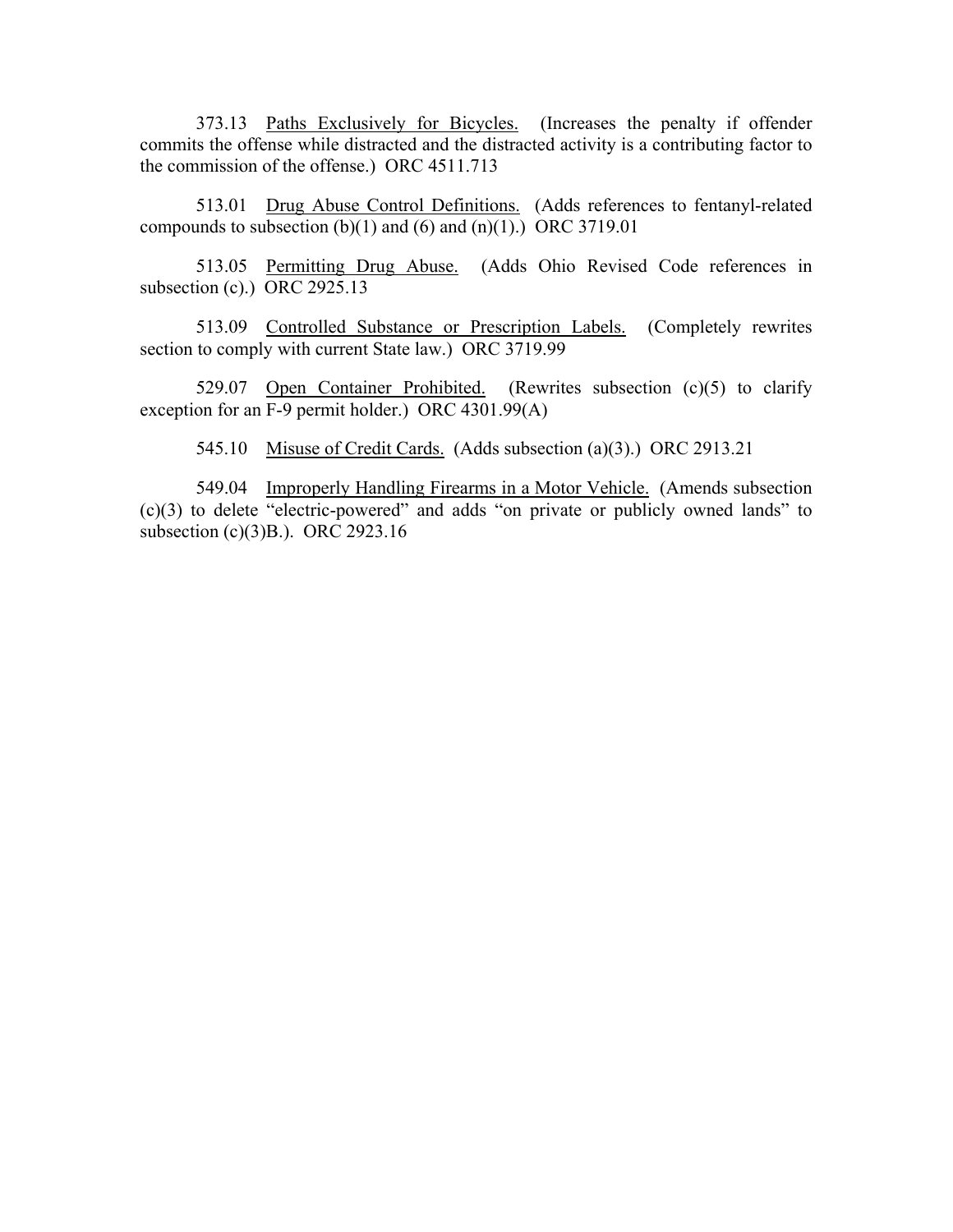373.13 Paths Exclusively for Bicycles. (Increases the penalty if offender commits the offense while distracted and the distracted activity is a contributing factor to the commission of the offense.) ORC 4511.713

513.01 Drug Abuse Control Definitions. (Adds references to fentanyl-related compounds to subsection (b)(1) and (6) and (n)(1).) ORC 3719.01

513.05 Permitting Drug Abuse. (Adds Ohio Revised Code references in subsection (c).) ORC 2925.13

513.09 Controlled Substance or Prescription Labels. (Completely rewrites section to comply with current State law.) ORC 3719.99

529.07 Open Container Prohibited. (Rewrites subsection (c)(5) to clarify exception for an F-9 permit holder.) ORC 4301.99(A)

545.10 Misuse of Credit Cards. (Adds subsection (a)(3).) ORC 2913.21

549.04 Improperly Handling Firearms in a Motor Vehicle. (Amends subsection (c)(3) to delete "electric-powered" and adds "on private or publicly owned lands" to subsection (c)(3)B.). ORC 2923.16